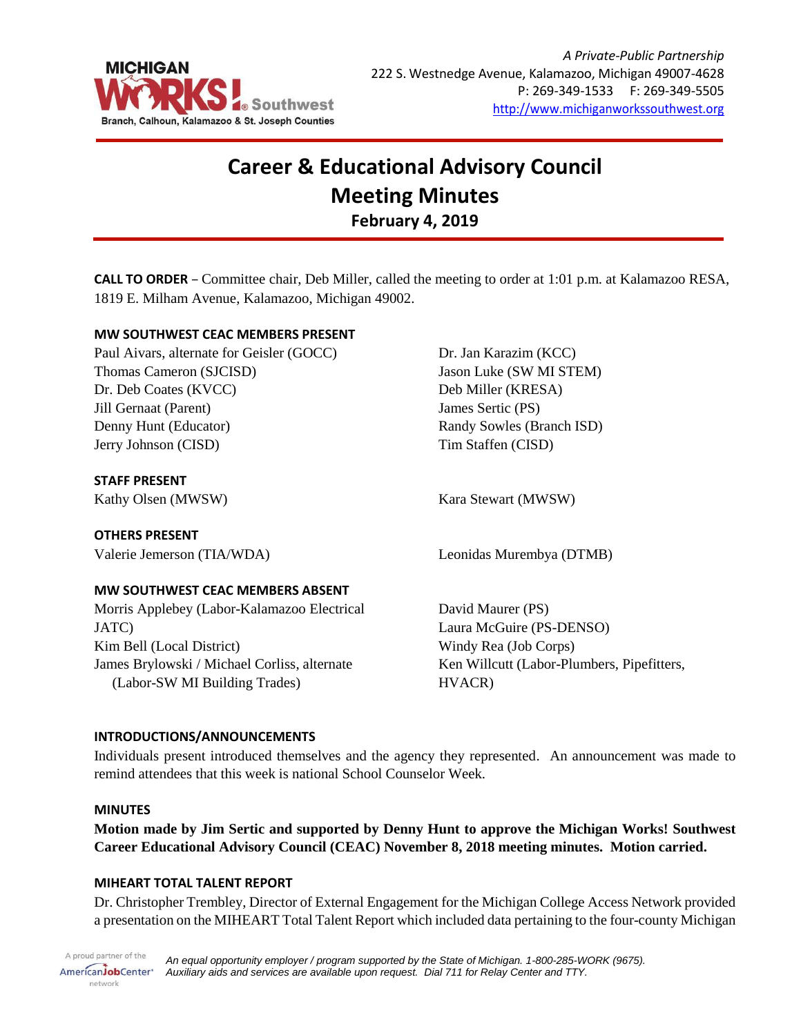*A Private-Public Partnership*
222 S. Westnedge Avenue, Kalamazoo, Michigan 49007-4628
P: 269-349-1533 F: 269-349-5505
http://www.michiganworkssouthwest.org

MICHIGAN WORKS! Southwest
Branch, Calhoun, Kalamazoo & St. Joseph Counties

# Career & Educational Advisory Council Meeting Minutes

## February 4, 2019

**CALL TO ORDER** – Committee chair, Deb Miller, called the meeting to order at 1:01 p.m. at Kalamazoo RESA, 1819 E. Milham Avenue, Kalamazoo, Michigan 49002.

**MW SOUTHWEST CEAC MEMBERS PRESENT**

Paul Aivars, alternate for Geisler (GOCC)
Thomas Cameron (SJCISD)
Dr. Deb Coates (KVCC)
Jill Gernaat (Parent)
Denny Hunt (Educator)
Jerry Johnson (CISD)
Dr. Jan Karazim (KCC)
Jason Luke (SW MI STEM)
Deb Miller (KRESA)
James Sertic (PS)
Randy Sowles (Branch ISD)
Tim Staffen (CISD)

**STAFF PRESENT**

Kathy Olsen (MWSW)
Kara Stewart (MWSW)

**OTHERS PRESENT**

Valerie Jemerson (TIA/WDA)
Leonidas Murembya (DTMB)

**MW SOUTHWEST CEAC MEMBERS ABSENT**

Morris Applebey (Labor-Kalamazoo Electrical JATC)
Kim Bell (Local District)
James Brylowski / Michael Corliss, alternate (Labor-SW MI Building Trades)
David Maurer (PS)
Laura McGuire (PS-DENSO)
Windy Rea (Job Corps)
Ken Willcutt (Labor-Plumbers, Pipefitters, HVACR)

**INTRODUCTIONS/ANNOUNCEMENTS**

Individuals present introduced themselves and the agency they represented. An announcement was made to remind attendees that this week is national School Counselor Week.

**MINUTES**

**Motion made by Jim Sertic and supported by Denny Hunt to approve the Michigan Works! Southwest Career Educational Advisory Council (CEAC) November 8, 2018 meeting minutes. Motion carried.**

**MIHEART TOTAL TALENT REPORT**

Dr. Christopher Trembley, Director of External Engagement for the Michigan College Access Network provided a presentation on the MIHEART Total Talent Report which included data pertaining to the four-county Michigan

*An equal opportunity employer / program supported by the State of Michigan. 1-800-285-WORK (9675). Auxiliary aids and services are available upon request. Dial 711 for Relay Center and TTY.*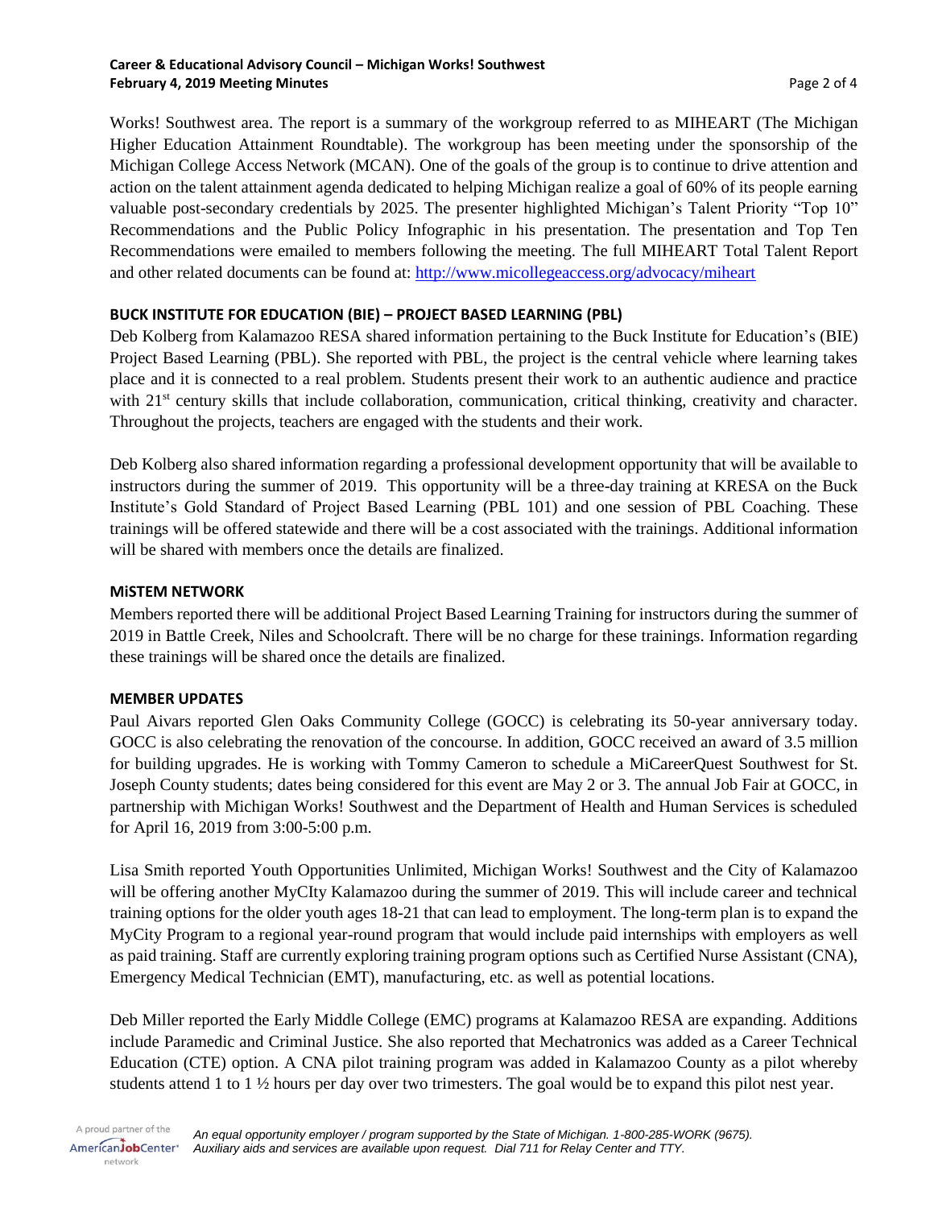Works! Southwest area. The report is a summary of the workgroup referred to as MIHEART (The Michigan Higher Education Attainment Roundtable). The workgroup has been meeting under the sponsorship of the Michigan College Access Network (MCAN). One of the goals of the group is to continue to drive attention and action on the talent attainment agenda dedicated to helping Michigan realize a goal of 60% of its people earning valuable post-secondary credentials by 2025. The presenter highlighted Michigan's Talent Priority "Top 10" Recommendations and the Public Policy Infographic in his presentation. The presentation and Top Ten Recommendations were emailed to members following the meeting. The full MIHEART Total Talent Report and other related documents can be found at: http://www.micollegeaccess.org/advocacy/miheart

**BUCK INSTITUTE FOR EDUCATION (BIE) – PROJECT BASED LEARNING (PBL)**

Deb Kolberg from Kalamazoo RESA shared information pertaining to the Buck Institute for Education's (BIE) Project Based Learning (PBL). She reported with PBL, the project is the central vehicle where learning takes place and it is connected to a real problem. Students present their work to an authentic audience and practice with 21st century skills that include collaboration, communication, critical thinking, creativity and character. Throughout the projects, teachers are engaged with the students and their work.

Deb Kolberg also shared information regarding a professional development opportunity that will be available to instructors during the summer of 2019. This opportunity will be a three-day training at KRESA on the Buck Institute's Gold Standard of Project Based Learning (PBL 101) and one session of PBL Coaching. These trainings will be offered statewide and there will be a cost associated with the trainings. Additional information will be shared with members once the details are finalized.

**MiSTEM NETWORK**

Members reported there will be additional Project Based Learning Training for instructors during the summer of 2019 in Battle Creek, Niles and Schoolcraft. There will be no charge for these trainings. Information regarding these trainings will be shared once the details are finalized.

**MEMBER UPDATES**

Paul Aivars reported Glen Oaks Community College (GOCC) is celebrating its 50-year anniversary today. GOCC is also celebrating the renovation of the concourse. In addition, GOCC received an award of 3.5 million for building upgrades. He is working with Tommy Cameron to schedule a MiCareerQuest Southwest for St. Joseph County students; dates being considered for this event are May 2 or 3. The annual Job Fair at GOCC, in partnership with Michigan Works! Southwest and the Department of Health and Human Services is scheduled for April 16, 2019 from 3:00-5:00 p.m.

Lisa Smith reported Youth Opportunities Unlimited, Michigan Works! Southwest and the City of Kalamazoo will be offering another MyCIty Kalamazoo during the summer of 2019. This will include career and technical training options for the older youth ages 18-21 that can lead to employment. The long-term plan is to expand the MyCity Program to a regional year-round program that would include paid internships with employers as well as paid training. Staff are currently exploring training program options such as Certified Nurse Assistant (CNA), Emergency Medical Technician (EMT), manufacturing, etc. as well as potential locations.

Deb Miller reported the Early Middle College (EMC) programs at Kalamazoo RESA are expanding. Additions include Paramedic and Criminal Justice. She also reported that Mechatronics was added as a Career Technical Education (CTE) option. A CNA pilot training program was added in Kalamazoo County as a pilot whereby students attend 1 to 1 ½ hours per day over two trimesters. The goal would be to expand this pilot nest year.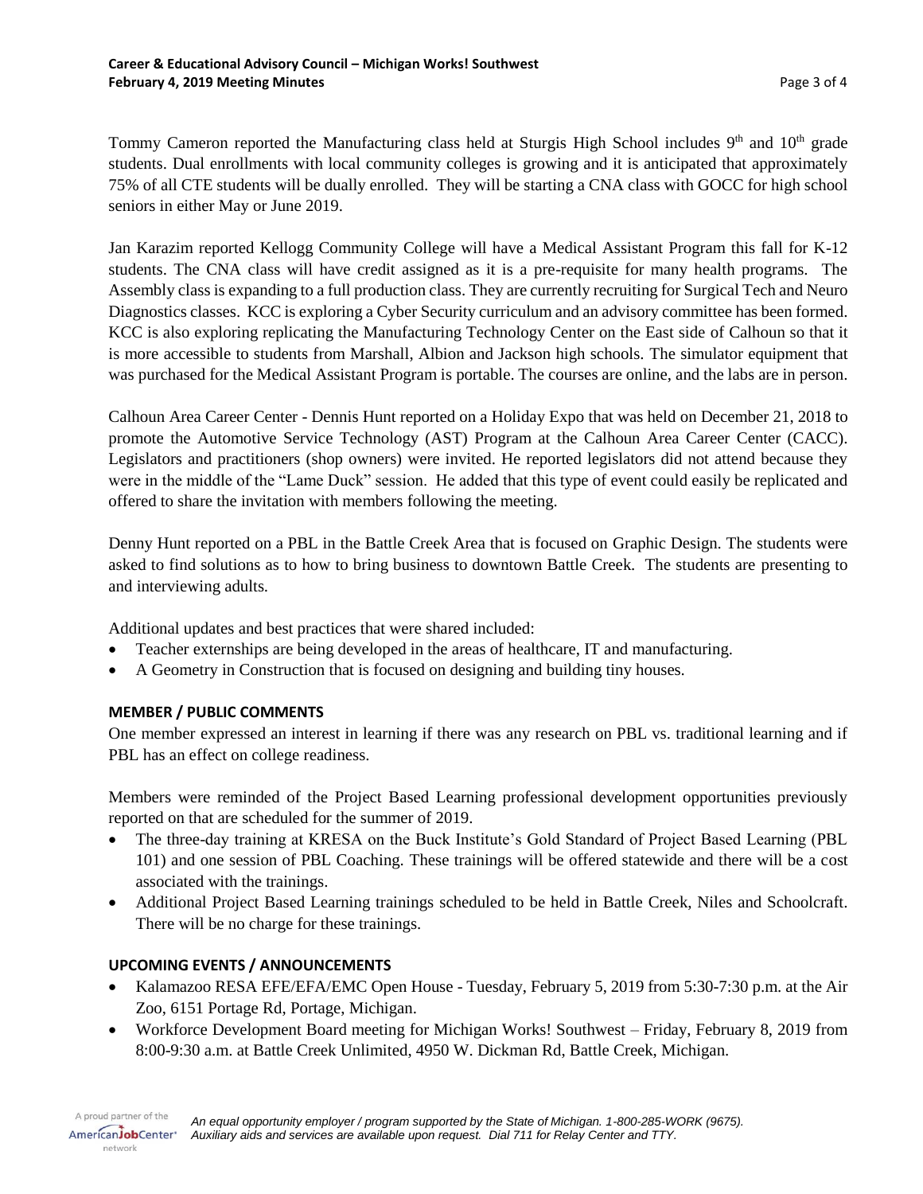Tommy Cameron reported the Manufacturing class held at Sturgis High School includes 9th and 10th grade students. Dual enrollments with local community colleges is growing and it is anticipated that approximately 75% of all CTE students will be dually enrolled. They will be starting a CNA class with GOCC for high school seniors in either May or June 2019.

Jan Karazim reported Kellogg Community College will have a Medical Assistant Program this fall for K-12 students. The CNA class will have credit assigned as it is a pre-requisite for many health programs. The Assembly class is expanding to a full production class. They are currently recruiting for Surgical Tech and Neuro Diagnostics classes. KCC is exploring a Cyber Security curriculum and an advisory committee has been formed. KCC is also exploring replicating the Manufacturing Technology Center on the East side of Calhoun so that it is more accessible to students from Marshall, Albion and Jackson high schools. The simulator equipment that was purchased for the Medical Assistant Program is portable. The courses are online, and the labs are in person.

Calhoun Area Career Center - Dennis Hunt reported on a Holiday Expo that was held on December 21, 2018 to promote the Automotive Service Technology (AST) Program at the Calhoun Area Career Center (CACC). Legislators and practitioners (shop owners) were invited. He reported legislators did not attend because they were in the middle of the "Lame Duck" session. He added that this type of event could easily be replicated and offered to share the invitation with members following the meeting.

Denny Hunt reported on a PBL in the Battle Creek Area that is focused on Graphic Design. The students were asked to find solutions as to how to bring business to downtown Battle Creek. The students are presenting to and interviewing adults.

Additional updates and best practices that were shared included:

- Teacher externships are being developed in the areas of healthcare, IT and manufacturing.
- A Geometry in Construction that is focused on designing and building tiny houses.

**MEMBER / PUBLIC COMMENTS**

One member expressed an interest in learning if there was any research on PBL vs. traditional learning and if PBL has an effect on college readiness.

Members were reminded of the Project Based Learning professional development opportunities previously reported on that are scheduled for the summer of 2019.

- The three-day training at KRESA on the Buck Institute's Gold Standard of Project Based Learning (PBL 101) and one session of PBL Coaching. These trainings will be offered statewide and there will be a cost associated with the trainings.
- Additional Project Based Learning trainings scheduled to be held in Battle Creek, Niles and Schoolcraft. There will be no charge for these trainings.

**UPCOMING EVENTS / ANNOUNCEMENTS**

- Kalamazoo RESA EFE/EFA/EMC Open House - Tuesday, February 5, 2019 from 5:30-7:30 p.m. at the Air Zoo, 6151 Portage Rd, Portage, Michigan.
- Workforce Development Board meeting for Michigan Works! Southwest – Friday, February 8, 2019 from 8:00-9:30 a.m. at Battle Creek Unlimited, 4950 W. Dickman Rd, Battle Creek, Michigan.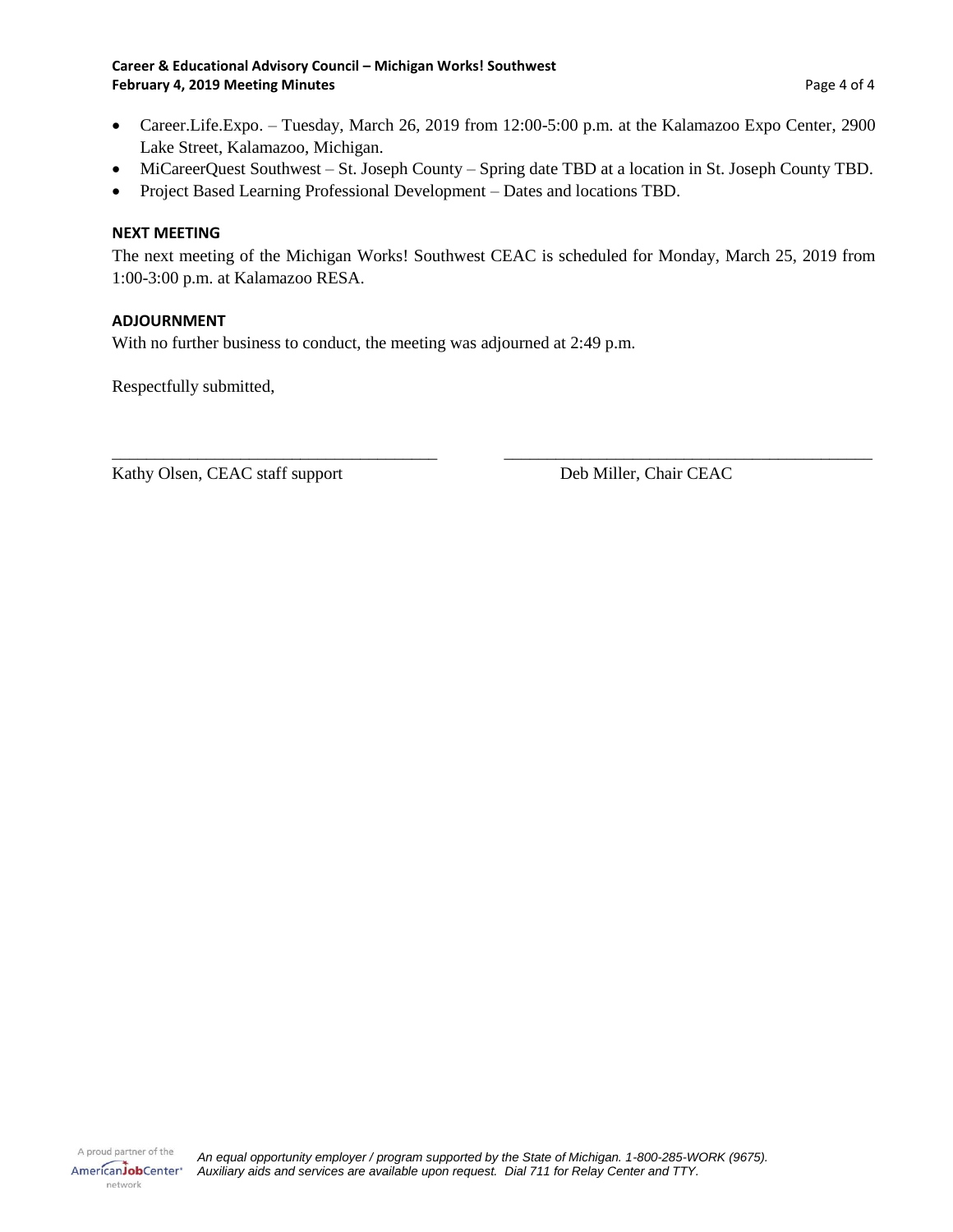- Career.Life.Expo. – Tuesday, March 26, 2019 from 12:00-5:00 p.m. at the Kalamazoo Expo Center, 2900 Lake Street, Kalamazoo, Michigan.
- MiCareerQuest Southwest – St. Joseph County – Spring date TBD at a location in St. Joseph County TBD.
- Project Based Learning Professional Development – Dates and locations TBD.

**NEXT MEETING**

The next meeting of the Michigan Works! Southwest CEAC is scheduled for Monday, March 25, 2019 from 1:00-3:00 p.m. at Kalamazoo RESA.

**ADJOURNMENT**

With no further business to conduct, the meeting was adjourned at 2:49 p.m.

Respectfully submitted,

\_\_\_\_\_\_\_\_\_\_\_\_\_\_\_\_\_\_\_\_\_\_\_\_\_\_\_\_\_\_\_\_\_\_\_\_\_\_
Kathy Olsen, CEAC staff support

\_\_\_\_\_\_\_\_\_\_\_\_\_\_\_\_\_\_\_\_\_\_\_\_\_\_\_\_\_\_\_\_\_\_\_\_\_\_
Deb Miller, Chair CEAC

A proud partner of the AmericanJobCenter network

*An equal opportunity employer / program supported by the State of Michigan. 1-800-285-WORK (9675). Auxiliary aids and services are available upon request. Dial 711 for Relay Center and TTY.*